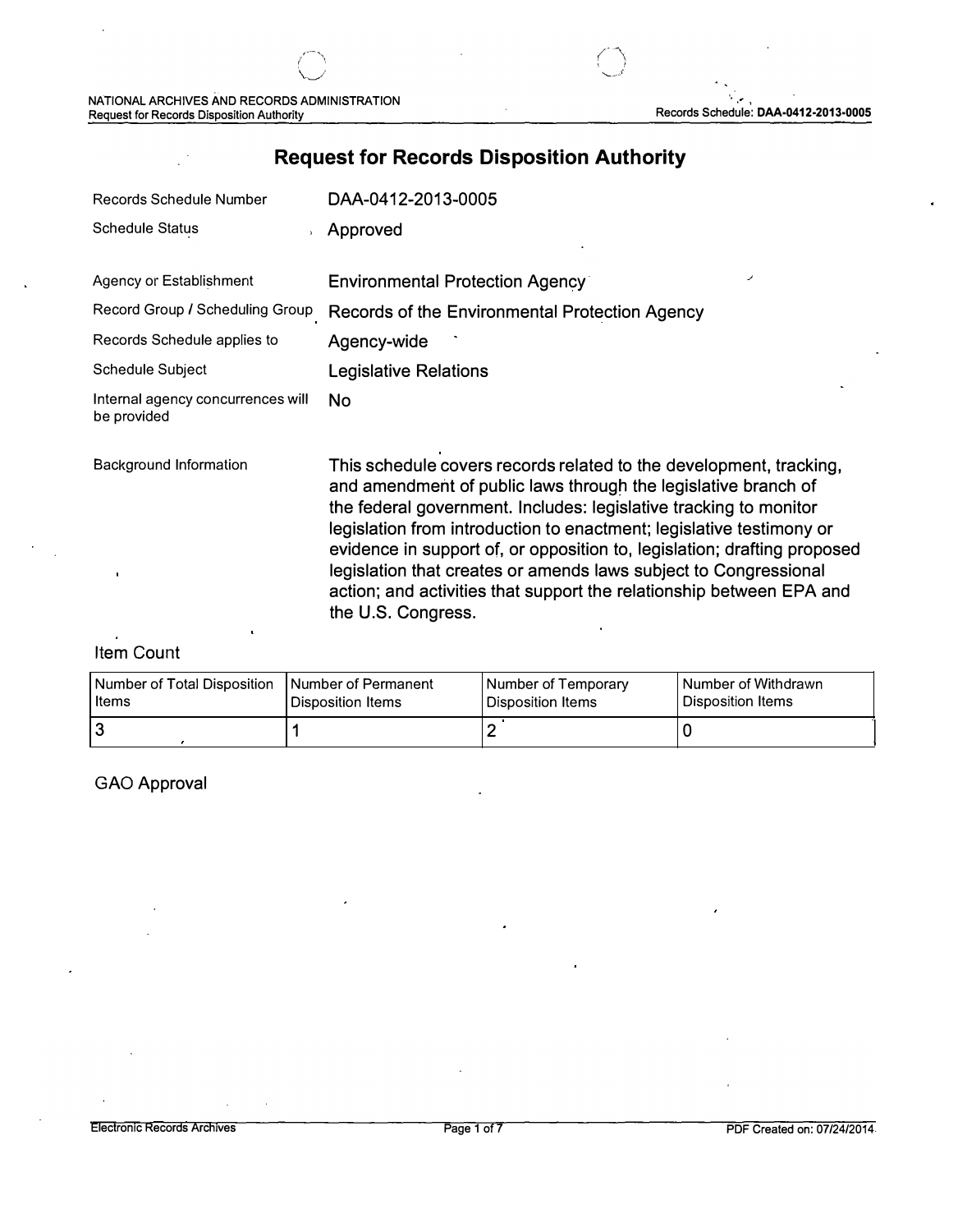# Request for Records Disposition Authority

| | |
|---|---|
| Records Schedule Number | DAA-0412-2013-0005 |
| Schedule Status | Approved |
| Agency or Establishment | Environmental Protection Agency |
| Record Group / Scheduling Group | Records of the Environmental Protection Agency |
| Records Schedule applies to | Agency-wide |
| Schedule Subject | Legislative Relations |
| Internal agency concurrences will be provided | No |
| Background Information | This schedule covers records related to the development, tracking, and amendment of public laws through the legislative branch of the federal government. Includes: legislative tracking to monitor legislation from introduction to enactment; legislative testimony or evidence in support of, or opposition to, legislation; drafting proposed legislation that creates or amends laws subject to Congressional action; and activities that support the relationship between EPA and the U.S. Congress. |

## Item Count

| Number of Total Disposition Items | Number of Permanent Disposition Items | Number of Temporary Disposition Items | Number of Withdrawn Disposition Items |
|---|---|---|---|
| 3 | 1 | 2 | 0 |

## GAO Approval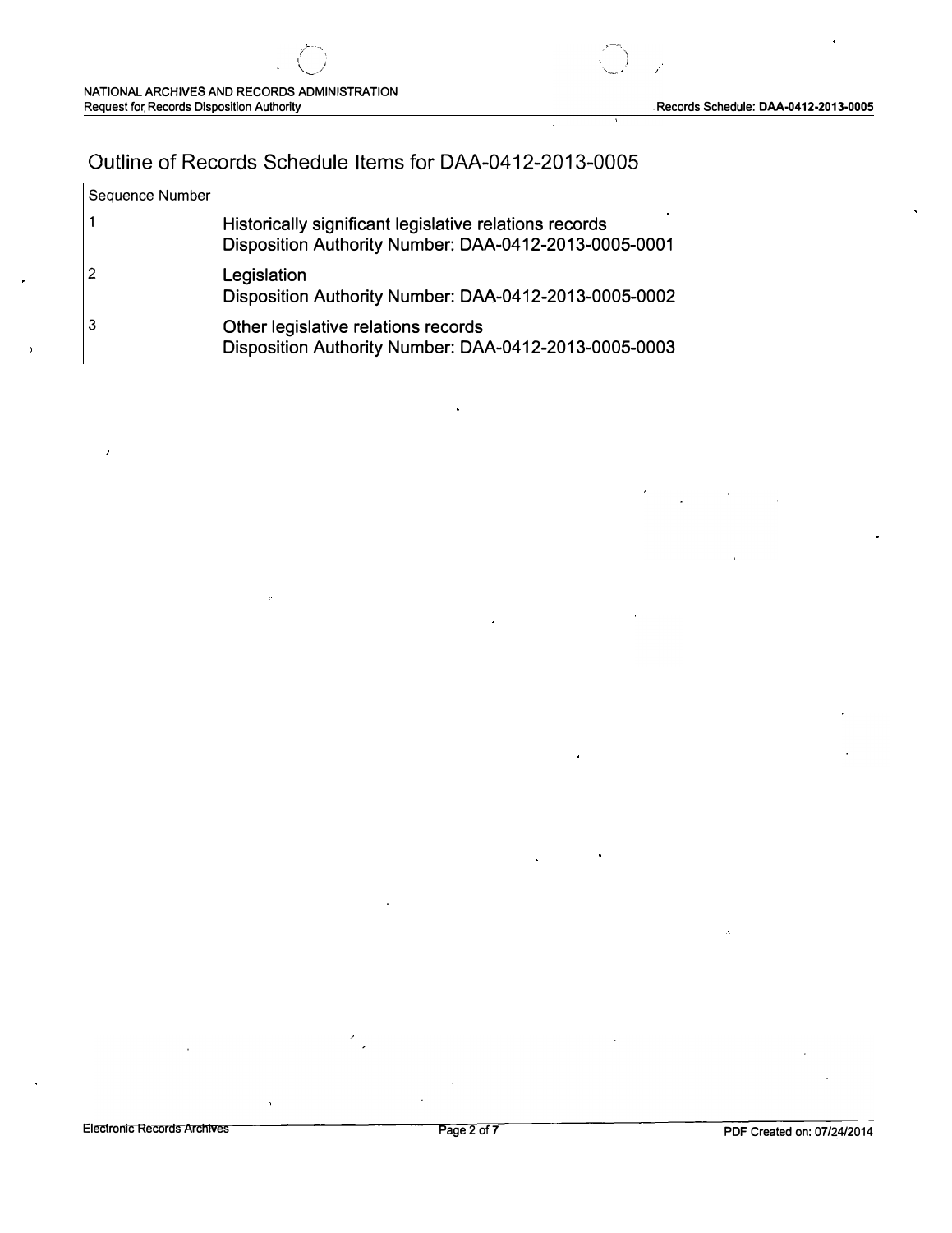# Outline of Records Schedule Items for DAA-0412-2013-0005

| Sequence Number | |
|---|---|
| 1 | Historically significant legislative relations records<br>Disposition Authority Number: DAA-0412-2013-0005-0001 |
| 2 | Legislation<br>Disposition Authority Number: DAA-0412-2013-0005-0002 |
| 3 | Other legislative relations records<br>Disposition Authority Number: DAA-0412-2013-0005-0003 |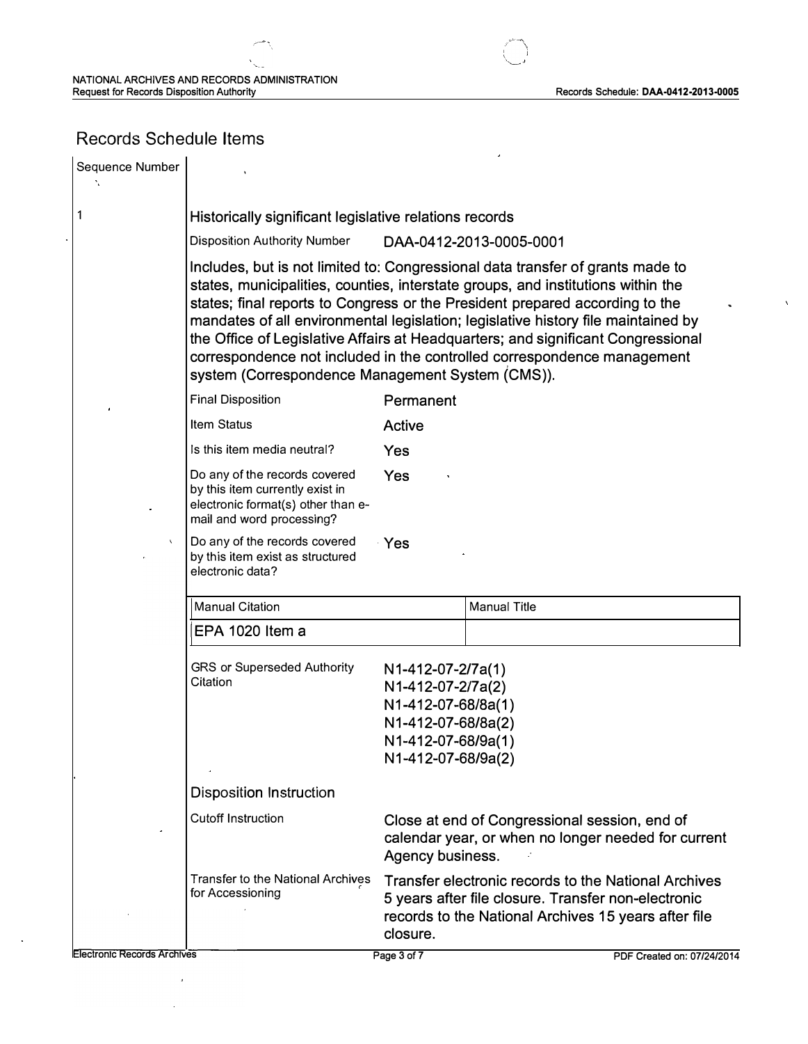## Records Schedule Items

| Sequence Number | |
|---|---|
| 1 | **Historically significant legislative relations records** |

Disposition Authority Number: DAA-0412-2013-0005-0001

Includes, but is not limited to: Congressional data transfer of grants made to states, municipalities, counties, interstate groups, and institutions within the states; final reports to Congress or the President prepared according to the mandates of all environmental legislation; legislative history file maintained by the Office of Legislative Affairs at Headquarters; and significant Congressional correspondence not included in the controlled correspondence management system (Correspondence Management System (CMS)).

| | |
|---|---|
| Final Disposition | Permanent |
| Item Status | Active |
| Is this item media neutral? | Yes |
| Do any of the records covered by this item currently exist in electronic format(s) other than e-mail and word processing? | Yes |
| Do any of the records covered by this item exist as structured electronic data? | Yes |

| Manual Citation | Manual Title |
|---|---|
| EPA 1020 Item a | |

GRS or Superseded Authority Citation:
N1-412-07-2/7a(1)
N1-412-07-2/7a(2)
N1-412-07-68/8a(1)
N1-412-07-68/8a(2)
N1-412-07-68/9a(1)
N1-412-07-68/9a(2)

### Disposition Instruction

| | |
|---|---|
| Cutoff Instruction | Close at end of Congressional session, end of calendar year, or when no longer needed for current Agency business. |
| Transfer to the National Archives for Accessioning | Transfer electronic records to the National Archives 5 years after file closure. Transfer non-electronic records to the National Archives 15 years after file closure. |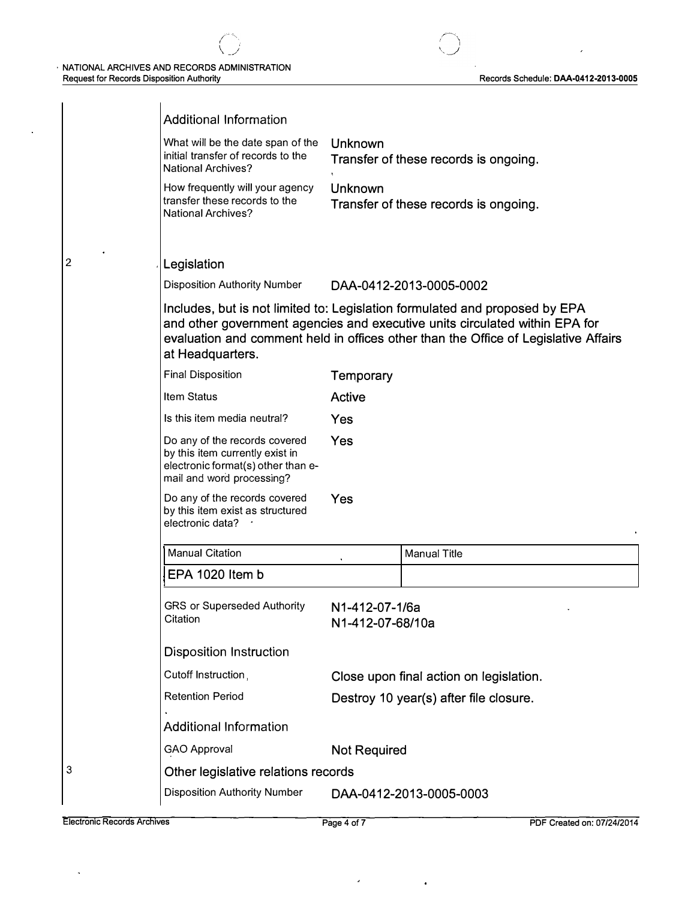### Additional Information

What will be the date span of the initial transfer of records to the National Archives? | Unknown
Transfer of these records is ongoing.

How frequently will your agency transfer these records to the National Archives? | Unknown
Transfer of these records is ongoing.

2

## Legislation

Disposition Authority Number: DAA-0412-2013-0005-0002

Includes, but is not limited to: Legislation formulated and proposed by EPA and other government agencies and executive units circulated within EPA for evaluation and comment held in offices other than the Office of Legislative Affairs at Headquarters.

| | |
|---|---|
| Final Disposition | Temporary |
| Item Status | Active |
| Is this item media neutral? | Yes |
| Do any of the records covered by this item currently exist in electronic format(s) other than e-mail and word processing? | Yes |
| Do any of the records covered by this item exist as structured electronic data? | Yes |

| Manual Citation | Manual Title |
|---|---|
| EPA 1020 Item b | |

GRS or Superseded Authority Citation: N1-412-07-1/6a
N1-412-07-68/10a

### Disposition Instruction

| | |
|---|---|
| Cutoff Instruction | Close upon final action on legislation. |
| Retention Period | Destroy 10 year(s) after file closure. |

### Additional Information

| | |
|---|---|
| GAO Approval | Not Required |

3

## Other legislative relations records

Disposition Authority Number: DAA-0412-2013-0005-0003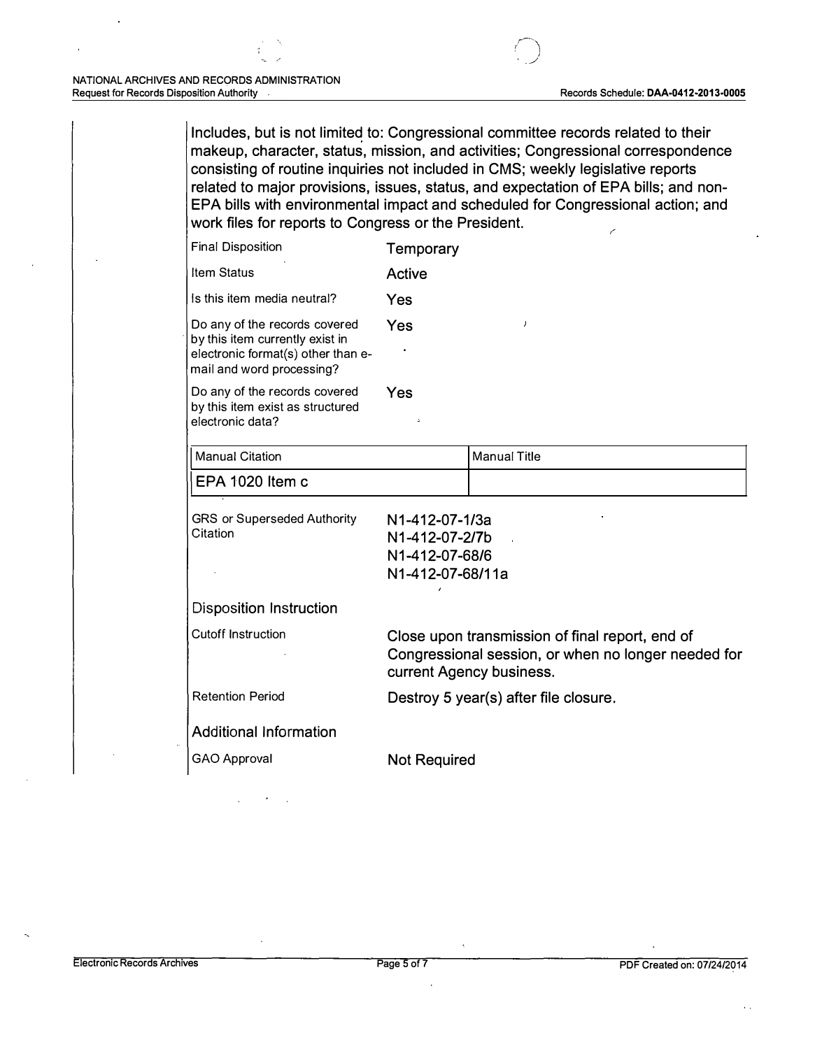Includes, but is not limited to: Congressional committee records related to their makeup, character, status, mission, and activities; Congressional correspondence consisting of routine inquiries not included in CMS; weekly legislative reports related to major provisions, issues, status, and expectation of EPA bills; and non-EPA bills with environmental impact and scheduled for Congressional action; and work files for reports to Congress or the President.

| | |
|---|---|
| Final Disposition | Temporary |
| Item Status | Active |
| Is this item media neutral? | Yes |
| Do any of the records covered by this item currently exist in electronic format(s) other than e-mail and word processing? | Yes |
| Do any of the records covered by this item exist as structured electronic data? | Yes |

| Manual Citation | Manual Title |
|---|---|
| EPA 1020 Item c | |

| | |
|---|---|
| GRS or Superseded Authority Citation | N1-412-07-1/3a<br>N1-412-07-2/7b<br>N1-412-07-68/6<br>N1-412-07-68/11a |

## Disposition Instruction

| | |
|---|---|
| Cutoff Instruction | Close upon transmission of final report, end of Congressional session, or when no longer needed for current Agency business. |
| Retention Period | Destroy 5 year(s) after file closure. |

## Additional Information

| | |
|---|---|
| GAO Approval | Not Required |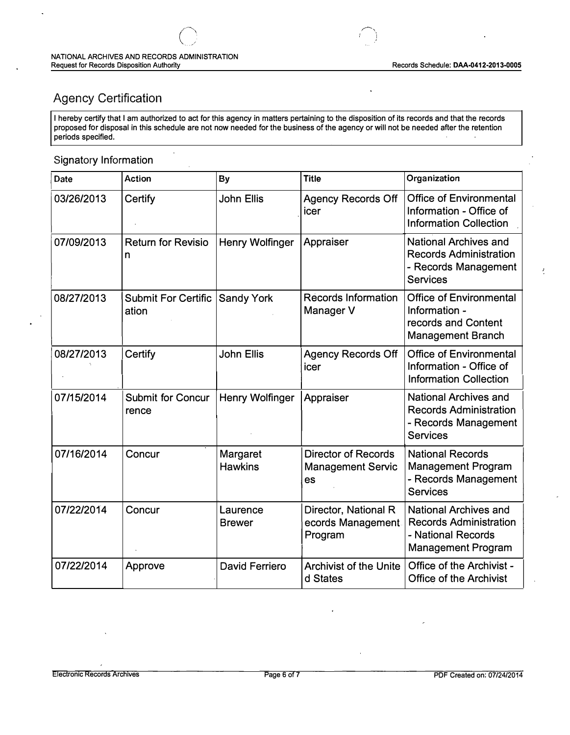## Agency Certification

I hereby certify that I am authorized to act for this agency in matters pertaining to the disposition of its records and that the records proposed for disposal in this schedule are not now needed for the business of the agency or will not be needed after the retention periods specified.

### Signatory Information

| Date | Action | By | Title | Organization |
|---|---|---|---|---|
| 03/26/2013 | Certify | John Ellis | Agency Records Officer | Office of Environmental Information - Office of Information Collection |
| 07/09/2013 | Return for Revision | Henry Wolfinger | Appraiser | National Archives and Records Administration - Records Management Services |
| 08/27/2013 | Submit For Certification | Sandy York | Records Information Manager V | Office of Environmental Information - records and Content Management Branch |
| 08/27/2013 | Certify | John Ellis | Agency Records Officer | Office of Environmental Information - Office of Information Collection |
| 07/15/2014 | Submit for Concurrence | Henry Wolfinger | Appraiser | National Archives and Records Administration - Records Management Services |
| 07/16/2014 | Concur | Margaret Hawkins | Director of Records Management Services | National Records Management Program - Records Management Services |
| 07/22/2014 | Concur | Laurence Brewer | Director, National Records Management Program | National Archives and Records Administration - National Records Management Program |
| 07/22/2014 | Approve | David Ferriero | Archivist of the United States | Office of the Archivist - Office of the Archivist |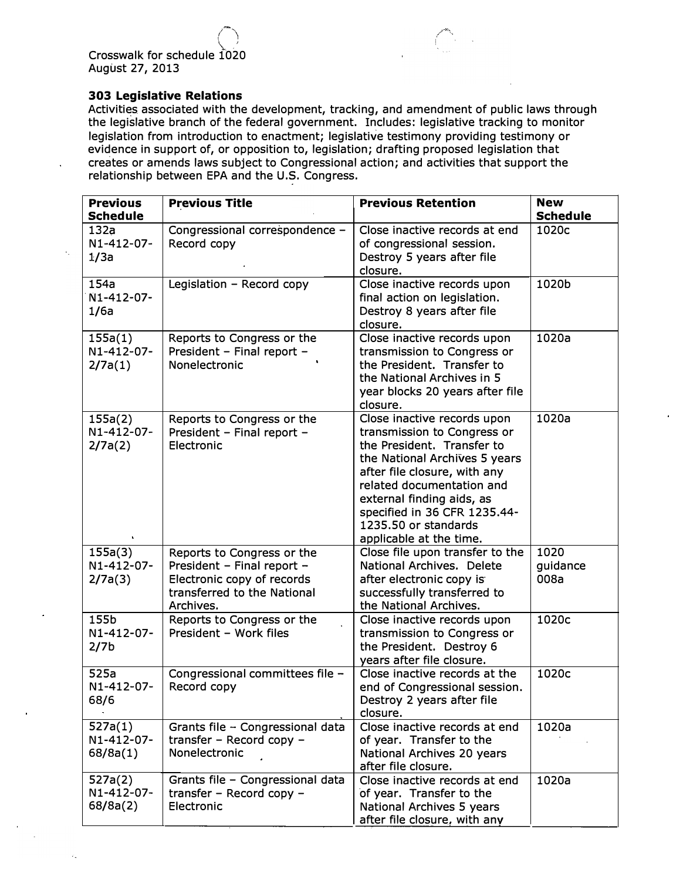Crosswalk for schedule 1020
August 27, 2013

### 303 Legislative Relations

Activities associated with the development, tracking, and amendment of public laws through the legislative branch of the federal government. Includes: legislative tracking to monitor legislation from introduction to enactment; legislative testimony providing testimony or evidence in support of, or opposition to, legislation; drafting proposed legislation that creates or amends laws subject to Congressional action; and activities that support the relationship between EPA and the U.S. Congress.

| Previous Schedule | Previous Title | Previous Retention | New Schedule |
|---|---|---|---|
| 132a N1-412-07-1/3a | Congressional correspondence – Record copy | Close inactive records at end of congressional session. Destroy 5 years after file closure. | 1020c |
| 154a N1-412-07-1/6a | Legislation – Record copy | Close inactive records upon final action on legislation. Destroy 8 years after file closure. | 1020b |
| 155a(1) N1-412-07-2/7a(1) | Reports to Congress or the President – Final report – Nonelectronic | Close inactive records upon transmission to Congress or the President. Transfer to the National Archives in 5 year blocks 20 years after file closure. | 1020a |
| 155a(2) N1-412-07-2/7a(2) | Reports to Congress or the President – Final report – Electronic | Close inactive records upon transmission to Congress or the President. Transfer to the National Archives 5 years after file closure, with any related documentation and external finding aids, as specified in 36 CFR 1235.44-1235.50 or standards applicable at the time. | 1020a |
| 155a(3) N1-412-07-2/7a(3) | Reports to Congress or the President – Final report – Electronic copy of records transferred to the National Archives. | Close file upon transfer to the National Archives. Delete after electronic copy is successfully transferred to the National Archives. | 1020 guidance 008a |
| 155b N1-412-07-2/7b | Reports to Congress or the President – Work files | Close inactive records upon transmission to Congress or the President. Destroy 6 years after file closure. | 1020c |
| 525a N1-412-07-68/6 | Congressional committees file – Record copy | Close inactive records at the end of Congressional session. Destroy 2 years after file closure. | 1020c |
| 527a(1) N1-412-07-68/8a(1) | Grants file – Congressional data transfer – Record copy – Nonelectronic | Close inactive records at end of year. Transfer to the National Archives 20 years after file closure. | 1020a |
| 527a(2) N1-412-07-68/8a(2) | Grants file – Congressional data transfer – Record copy – Electronic | Close inactive records at end of year. Transfer to the National Archives 5 years after file closure, with any | 1020a |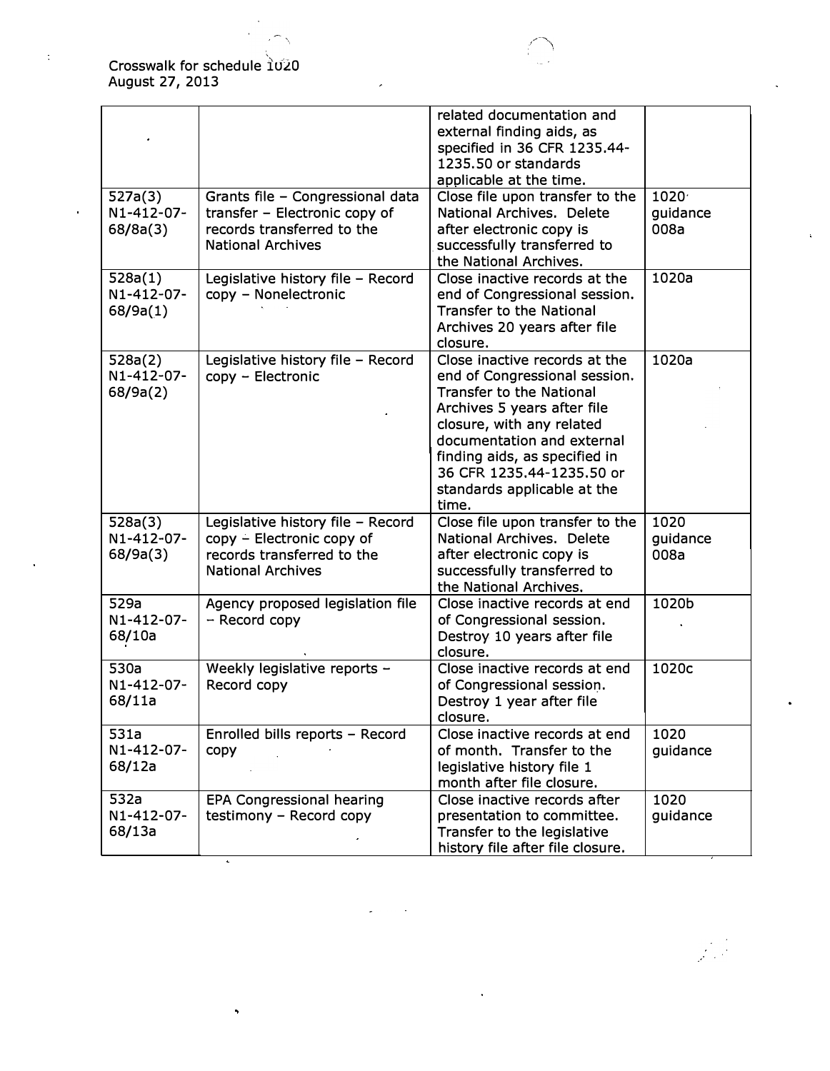| | | | |
|---|---|---|---|
| | | related documentation and external finding aids, as specified in 36 CFR 1235.44-1235.50 or standards applicable at the time. | |
| 527a(3) N1-412-07-68/8a(3) | Grants file – Congressional data transfer – Electronic copy of records transferred to the National Archives | Close file upon transfer to the National Archives. Delete after electronic copy is successfully transferred to the National Archives. | 1020 guidance 008a |
| 528a(1) N1-412-07-68/9a(1) | Legislative history file – Record copy – Nonelectronic | Close inactive records at the end of Congressional session. Transfer to the National Archives 20 years after file closure. | 1020a |
| 528a(2) N1-412-07-68/9a(2) | Legislative history file – Record copy – Electronic | Close inactive records at the end of Congressional session. Transfer to the National Archives 5 years after file closure, with any related documentation and external finding aids, as specified in 36 CFR 1235.44-1235.50 or standards applicable at the time. | 1020a |
| 528a(3) N1-412-07-68/9a(3) | Legislative history file – Record copy – Electronic copy of records transferred to the National Archives | Close file upon transfer to the National Archives. Delete after electronic copy is successfully transferred to the National Archives. | 1020 guidance 008a |
| 529a N1-412-07-68/10a | Agency proposed legislation file – Record copy | Close inactive records at end of Congressional session. Destroy 10 years after file closure. | 1020b |
| 530a N1-412-07-68/11a | Weekly legislative reports – Record copy | Close inactive records at end of Congressional session. Destroy 1 year after file closure. | 1020c |
| 531a N1-412-07-68/12a | Enrolled bills reports – Record copy | Close inactive records at end of month. Transfer to the legislative history file 1 month after file closure. | 1020 guidance |
| 532a N1-412-07-68/13a | EPA Congressional hearing testimony – Record copy | Close inactive records after presentation to committee. Transfer to the legislative history file after file closure. | 1020 guidance |